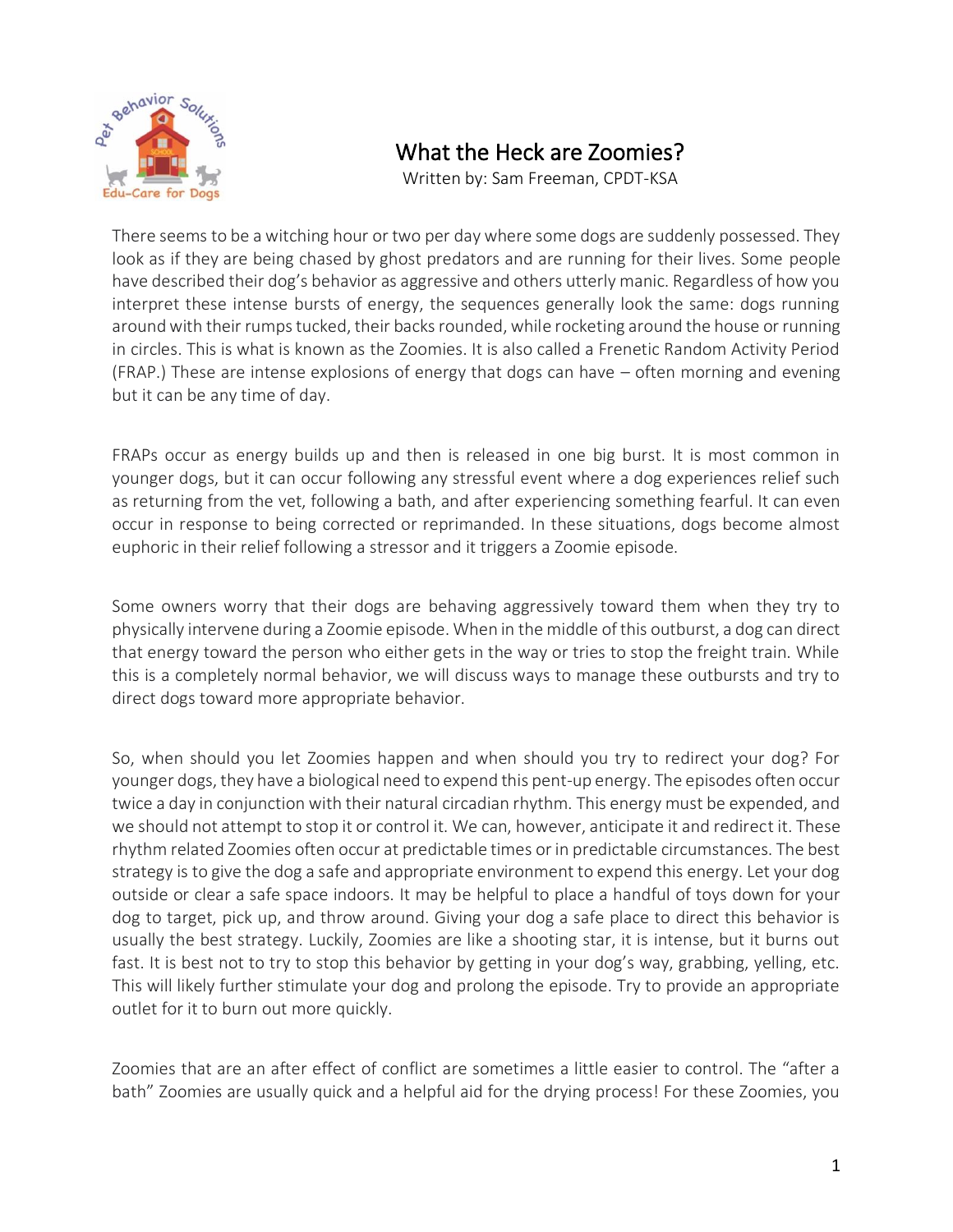# What the Heck are Zoomies?

Written by: Sam Freeman, CPDT-KSA

There seems to be a witching hour or two per day where some dogs are suddenly possessed. They look as if they are being chased by ghost predators and are running for their lives. Some people have described their dog's behavior as aggressive and others utterly manic. Regardless of how you interpret these intense bursts of energy, the sequences generally look the same: dogs running around with their rumps tucked, their backs rounded, while rocketing around the house or running in circles. This is what is known as the Zoomies. It is also called a Frenetic Random Activity Period (FRAP.) These are intense explosions of energy that dogs can have – often morning and evening but it can be any time of day.

FRAPs occur as energy builds up and then is released in one big burst. It is most common in younger dogs, but it can occur following any stressful event where a dog experiences relief such as returning from the vet, following a bath, and after experiencing something fearful. It can even occur in response to being corrected or reprimanded. In these situations, dogs become almost euphoric in their relief following a stressor and it triggers a Zoomie episode.

Some owners worry that their dogs are behaving aggressively toward them when they try to physically intervene during a Zoomie episode. When in the middle of this outburst, a dog can direct that energy toward the person who either gets in the way or tries to stop the freight train. While this is a completely normal behavior, we will discuss ways to manage these outbursts and try to direct dogs toward more appropriate behavior.

So, when should you let Zoomies happen and when should you try to redirect your dog? For younger dogs, they have a biological need to expend this pent-up energy. The episodes often occur twice a day in conjunction with their natural circadian rhythm. This energy must be expended, and we should not attempt to stop it or control it. We can, however, anticipate it and redirect it. These rhythm related Zoomies often occur at predictable times or in predictable circumstances. The best strategy is to give the dog a safe and appropriate environment to expend this energy. Let your dog outside or clear a safe space indoors. It may be helpful to place a handful of toys down for your dog to target, pick up, and throw around. Giving your dog a safe place to direct this behavior is usually the best strategy. Luckily, Zoomies are like a shooting star, it is intense, but it burns out fast. It is best not to try to stop this behavior by getting in your dog's way, grabbing, yelling, etc. This will likely further stimulate your dog and prolong the episode. Try to provide an appropriate outlet for it to burn out more quickly.

Zoomies that are an after effect of conflict are sometimes a little easier to control. The "after a bath" Zoomies are usually quick and a helpful aid for the drying process! For these Zoomies, you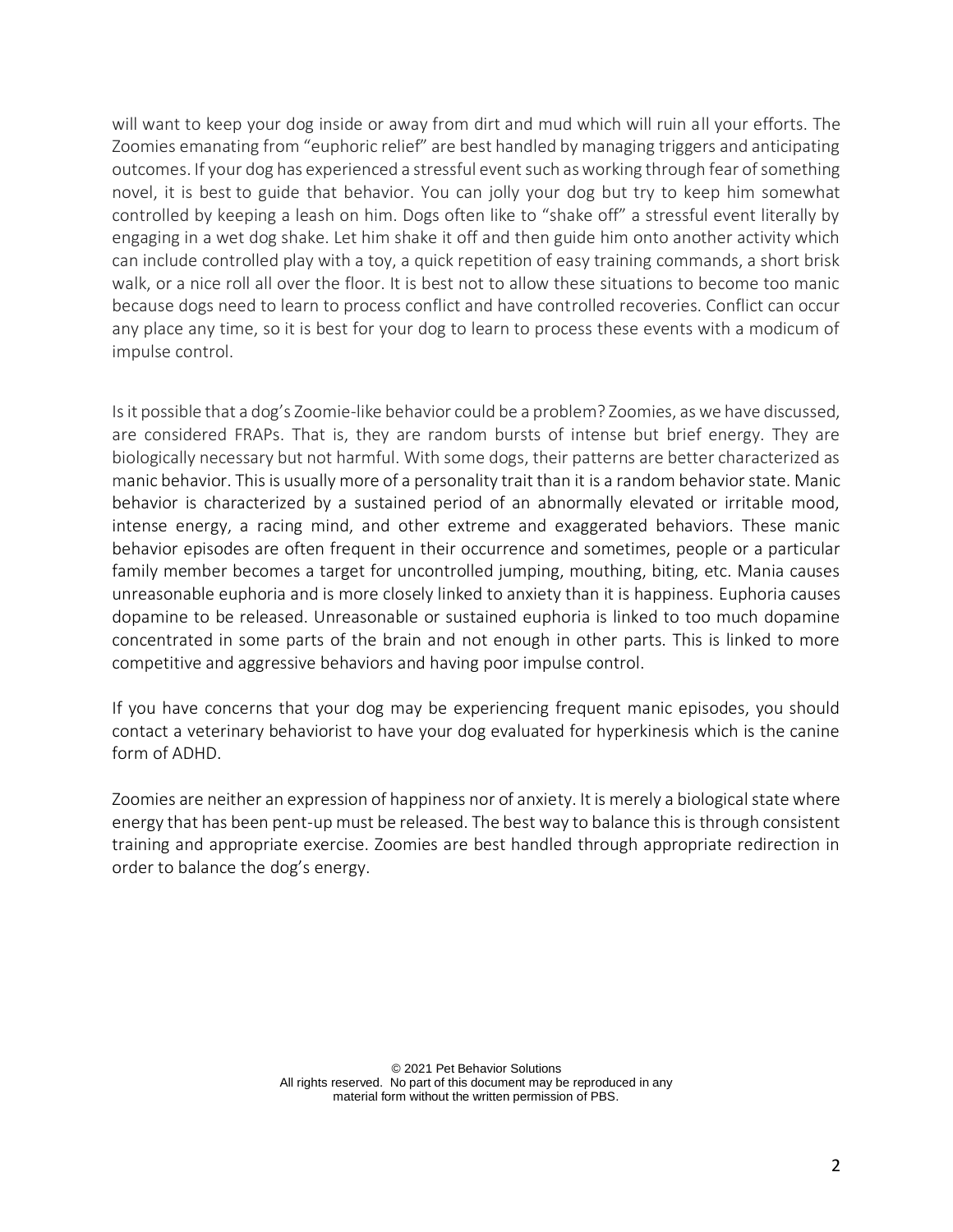will want to keep your dog inside or away from dirt and mud which will ruin all your efforts. The Zoomies emanating from "euphoric relief" are best handled by managing triggers and anticipating outcomes. If your dog has experienced a stressful event such as working through fear of something novel, it is best to guide that behavior. You can jolly your dog but try to keep him somewhat controlled by keeping a leash on him. Dogs often like to "shake off" a stressful event literally by engaging in a wet dog shake. Let him shake it off and then guide him onto another activity which can include controlled play with a toy, a quick repetition of easy training commands, a short brisk walk, or a nice roll all over the floor. It is best not to allow these situations to become too manic because dogs need to learn to process conflict and have controlled recoveries. Conflict can occur any place any time, so it is best for your dog to learn to process these events with a modicum of impulse control.

Is it possible that a dog's Zoomie-like behavior could be a problem? Zoomies, as we have discussed, are considered FRAPs. That is, they are random bursts of intense but brief energy. They are biologically necessary but not harmful. With some dogs, their patterns are better characterized as manic behavior. This is usually more of a personality trait than it is a random behavior state. Manic behavior is characterized by a sustained period of an abnormally elevated or irritable mood, intense energy, a racing mind, and other extreme and exaggerated behaviors. These manic behavior episodes are often frequent in their occurrence and sometimes, people or a particular family member becomes a target for uncontrolled jumping, mouthing, biting, etc. Mania causes unreasonable euphoria and is more closely linked to anxiety than it is happiness. Euphoria causes dopamine to be released. Unreasonable or sustained euphoria is linked to too much dopamine concentrated in some parts of the brain and not enough in other parts. This is linked to more competitive and aggressive behaviors and having poor impulse control.

If you have concerns that your dog may be experiencing frequent manic episodes, you should contact a veterinary behaviorist to have your dog evaluated for hyperkinesis which is the canine form of ADHD.

Zoomies are neither an expression of happiness nor of anxiety. It is merely a biological state where energy that has been pent-up must be released. The best way to balance this is through consistent training and appropriate exercise. Zoomies are best handled through appropriate redirection in order to balance the dog's energy.

© 2021 Pet Behavior Solutions
All rights reserved. No part of this document may be reproduced in any material form without the written permission of PBS.